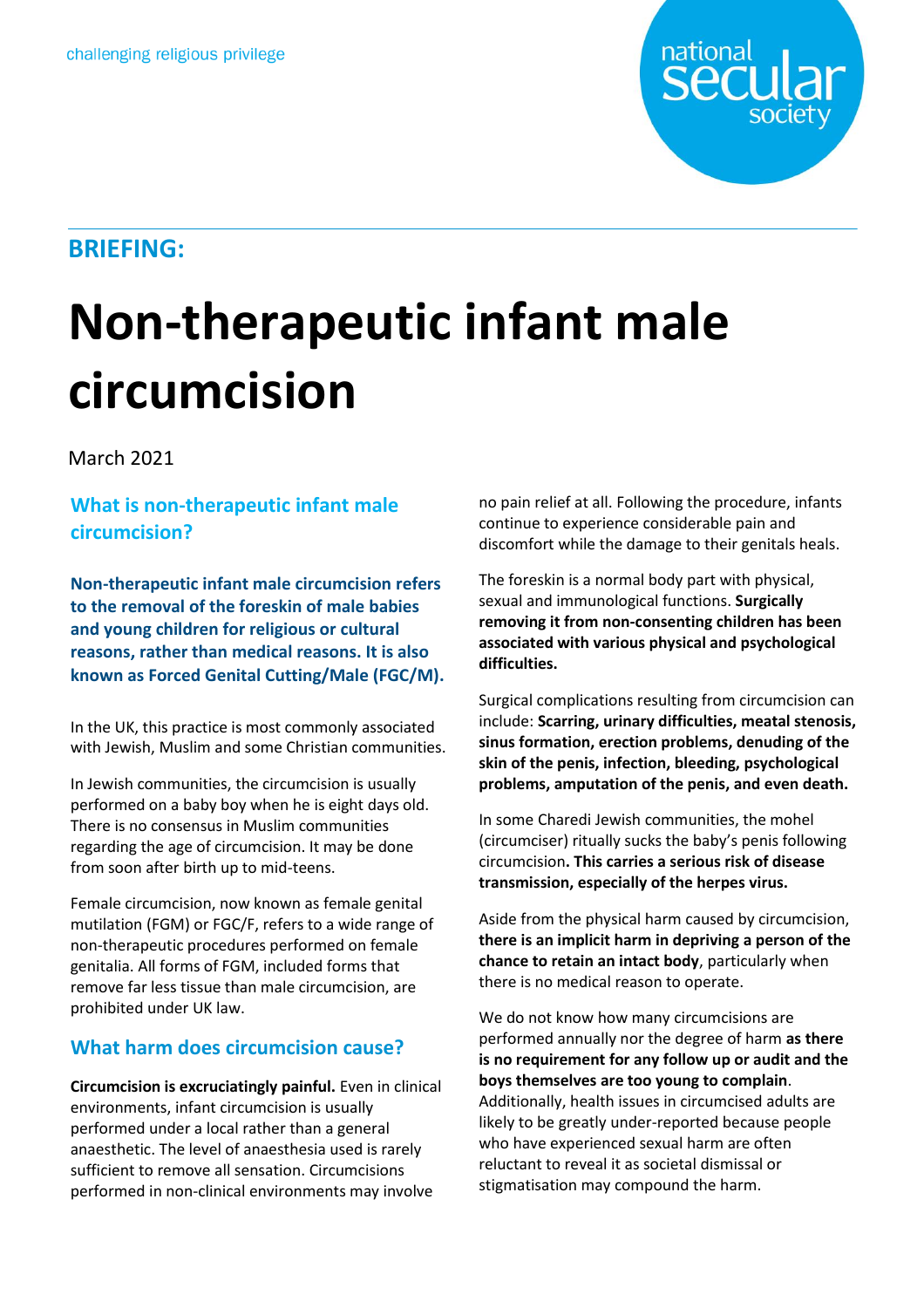challenging religious privilege

national secular society

**BRIEFING:**

# Non-therapeutic infant male circumcision

March 2021

## What is non-therapeutic infant male circumcision?

**Non-therapeutic infant male circumcision refers to the removal of the foreskin of male babies and young children for religious or cultural reasons, rather than medical reasons. It is also known as Forced Genital Cutting/Male (FGC/M).**

In the UK, this practice is most commonly associated with Jewish, Muslim and some Christian communities.

In Jewish communities, the circumcision is usually performed on a baby boy when he is eight days old. There is no consensus in Muslim communities regarding the age of circumcision. It may be done from soon after birth up to mid-teens.

Female circumcision, now known as female genital mutilation (FGM) or FGC/F, refers to a wide range of non-therapeutic procedures performed on female genitalia. All forms of FGM, included forms that remove far less tissue than male circumcision, are prohibited under UK law.

## What harm does circumcision cause?

**Circumcision is excruciatingly painful.** Even in clinical environments, infant circumcision is usually performed under a local rather than a general anaesthetic. The level of anaesthesia used is rarely sufficient to remove all sensation. Circumcisions performed in non-clinical environments may involve no pain relief at all. Following the procedure, infants continue to experience considerable pain and discomfort while the damage to their genitals heals.

The foreskin is a normal body part with physical, sexual and immunological functions. **Surgically removing it from non-consenting children has been associated with various physical and psychological difficulties.**

Surgical complications resulting from circumcision can include: **Scarring, urinary difficulties, meatal stenosis, sinus formation, erection problems, denuding of the skin of the penis, infection, bleeding, psychological problems, amputation of the penis, and even death.**

In some Charedi Jewish communities, the mohel (circumciser) ritually sucks the baby's penis following circumcision**. This carries a serious risk of disease transmission, especially of the herpes virus.**

Aside from the physical harm caused by circumcision, **there is an implicit harm in depriving a person of the chance to retain an intact body**, particularly when there is no medical reason to operate.

We do not know how many circumcisions are performed annually nor the degree of harm **as there is no requirement for any follow up or audit and the boys themselves are too young to complain**. Additionally, health issues in circumcised adults are likely to be greatly under-reported because people who have experienced sexual harm are often reluctant to reveal it as societal dismissal or stigmatisation may compound the harm.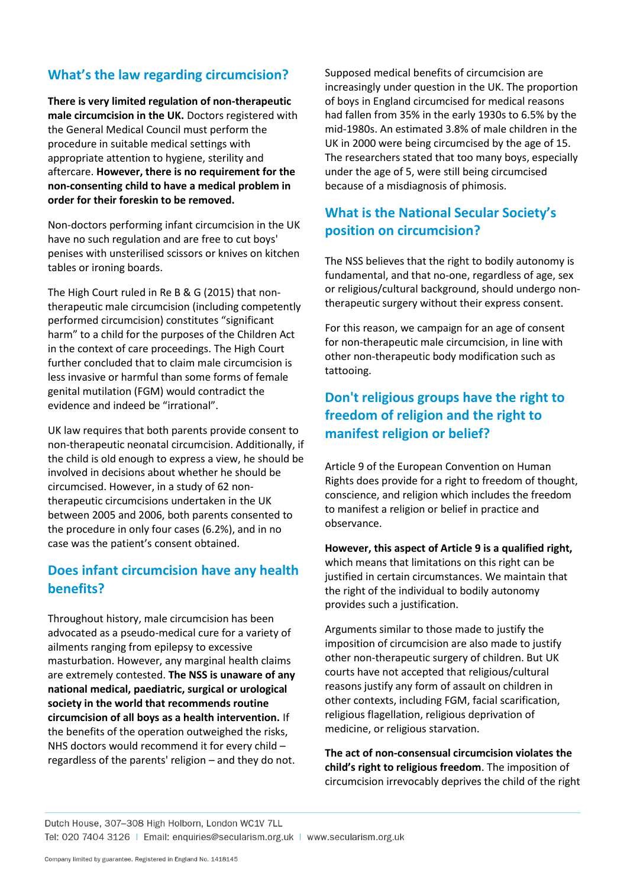## What's the law regarding circumcision?

**There is very limited regulation of non-therapeutic male circumcision in the UK.** Doctors registered with the General Medical Council must perform the procedure in suitable medical settings with appropriate attention to hygiene, sterility and aftercare. **However, there is no requirement for the non-consenting child to have a medical problem in order for their foreskin to be removed.**

Non-doctors performing infant circumcision in the UK have no such regulation and are free to cut boys' penises with unsterilised scissors or knives on kitchen tables or ironing boards.

The High Court ruled in Re B & G (2015) that non-therapeutic male circumcision (including competently performed circumcision) constitutes "significant harm" to a child for the purposes of the Children Act in the context of care proceedings. The High Court further concluded that to claim male circumcision is less invasive or harmful than some forms of female genital mutilation (FGM) would contradict the evidence and indeed be "irrational".

UK law requires that both parents provide consent to non-therapeutic neonatal circumcision. Additionally, if the child is old enough to express a view, he should be involved in decisions about whether he should be circumcised. However, in a study of 62 non-therapeutic circumcisions undertaken in the UK between 2005 and 2006, both parents consented to the procedure in only four cases (6.2%), and in no case was the patient's consent obtained.

## Does infant circumcision have any health benefits?

Throughout history, male circumcision has been advocated as a pseudo-medical cure for a variety of ailments ranging from epilepsy to excessive masturbation. However, any marginal health claims are extremely contested. **The NSS is unaware of any national medical, paediatric, surgical or urological society in the world that recommends routine circumcision of all boys as a health intervention.** If the benefits of the operation outweighed the risks, NHS doctors would recommend it for every child – regardless of the parents' religion – and they do not.

Supposed medical benefits of circumcision are increasingly under question in the UK. The proportion of boys in England circumcised for medical reasons had fallen from 35% in the early 1930s to 6.5% by the mid-1980s. An estimated 3.8% of male children in the UK in 2000 were being circumcised by the age of 15. The researchers stated that too many boys, especially under the age of 5, were still being circumcised because of a misdiagnosis of phimosis.

## What is the National Secular Society's position on circumcision?

The NSS believes that the right to bodily autonomy is fundamental, and that no-one, regardless of age, sex or religious/cultural background, should undergo non-therapeutic surgery without their express consent.

For this reason, we campaign for an age of consent for non-therapeutic male circumcision, in line with other non-therapeutic body modification such as tattooing.

## Don't religious groups have the right to freedom of religion and the right to manifest religion or belief?

Article 9 of the European Convention on Human Rights does provide for a right to freedom of thought, conscience, and religion which includes the freedom to manifest a religion or belief in practice and observance.

**However, this aspect of Article 9 is a qualified right,** which means that limitations on this right can be justified in certain circumstances. We maintain that the right of the individual to bodily autonomy provides such a justification.

Arguments similar to those made to justify the imposition of circumcision are also made to justify other non-therapeutic surgery of children. But UK courts have not accepted that religious/cultural reasons justify any form of assault on children in other contexts, including FGM, facial scarification, religious flagellation, religious deprivation of medicine, or religious starvation.

**The act of non-consensual circumcision violates the child's right to religious freedom**. The imposition of circumcision irrevocably deprives the child of the right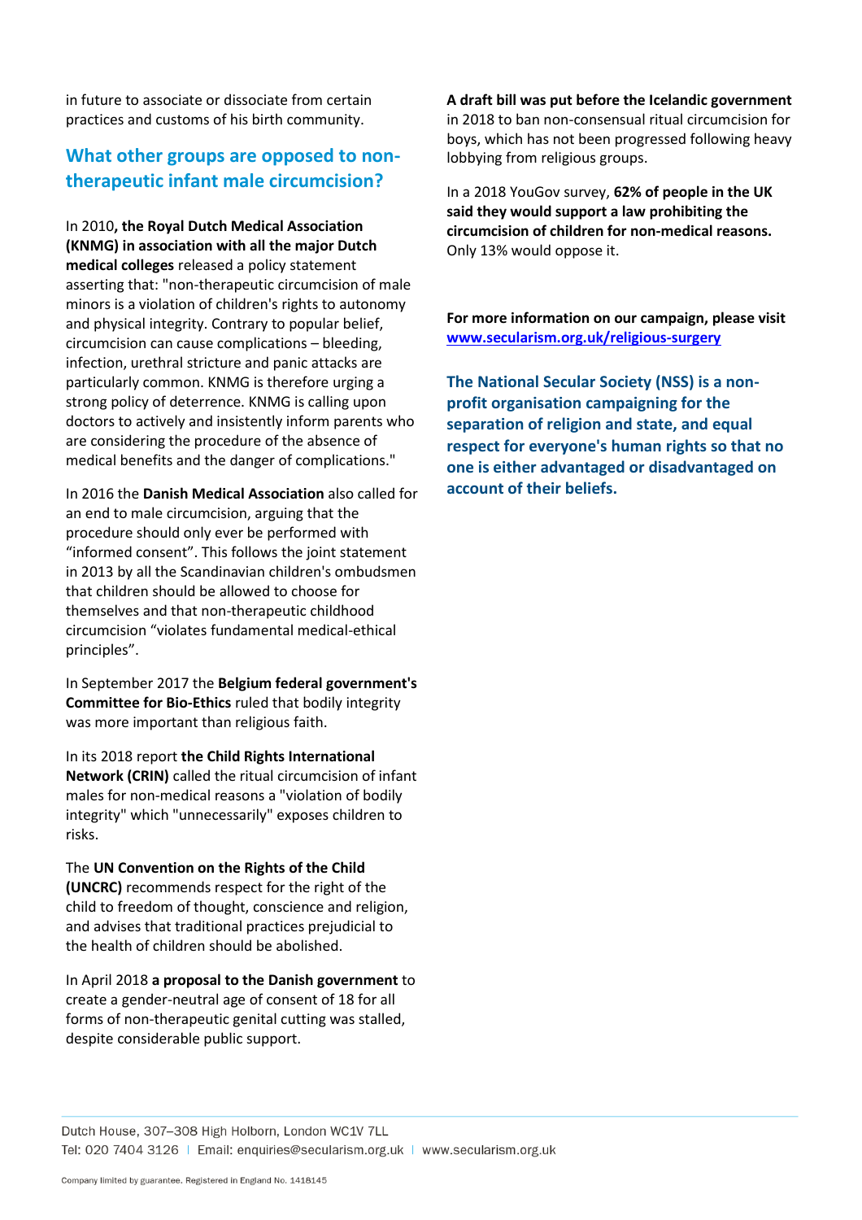in future to associate or dissociate from certain practices and customs of his birth community.

## What other groups are opposed to non-therapeutic infant male circumcision?

In 2010**, the Royal Dutch Medical Association (KNMG) in association with all the major Dutch medical colleges** released a policy statement asserting that: "non-therapeutic circumcision of male minors is a violation of children's rights to autonomy and physical integrity. Contrary to popular belief, circumcision can cause complications – bleeding, infection, urethral stricture and panic attacks are particularly common. KNMG is therefore urging a strong policy of deterrence. KNMG is calling upon doctors to actively and insistently inform parents who are considering the procedure of the absence of medical benefits and the danger of complications."

In 2016 the **Danish Medical Association** also called for an end to male circumcision, arguing that the procedure should only ever be performed with "informed consent". This follows the joint statement in 2013 by all the Scandinavian children's ombudsmen that children should be allowed to choose for themselves and that non-therapeutic childhood circumcision "violates fundamental medical-ethical principles".

In September 2017 the **Belgium federal government's Committee for Bio-Ethics** ruled that bodily integrity was more important than religious faith.

In its 2018 report **the Child Rights International Network (CRIN)** called the ritual circumcision of infant males for non-medical reasons a "violation of bodily integrity" which "unnecessarily" exposes children to risks.

The **UN Convention on the Rights of the Child (UNCRC)** recommends respect for the right of the child to freedom of thought, conscience and religion, and advises that traditional practices prejudicial to the health of children should be abolished.

In April 2018 **a proposal to the Danish government** to create a gender-neutral age of consent of 18 for all forms of non-therapeutic genital cutting was stalled, despite considerable public support.

**A draft bill was put before the Icelandic government** in 2018 to ban non-consensual ritual circumcision for boys, which has not been progressed following heavy lobbying from religious groups.

In a 2018 YouGov survey, **62% of people in the UK said they would support a law prohibiting the circumcision of children for non-medical reasons.** Only 13% would oppose it.

**For more information on our campaign, please visit [www.secularism.org.uk/religious-surgery](www.secularism.org.uk/religious-surgery)**

**The National Secular Society (NSS) is a non-profit organisation campaigning for the separation of religion and state, and equal respect for everyone's human rights so that no one is either advantaged or disadvantaged on account of their beliefs.**

Dutch House, 307–308 High Holborn, London WC1V 7LL
Tel: 020 7404 3126 | Email: enquiries@secularism.org.uk | www.secularism.org.uk

Company limited by guarantee. Registered in England No. 1418145